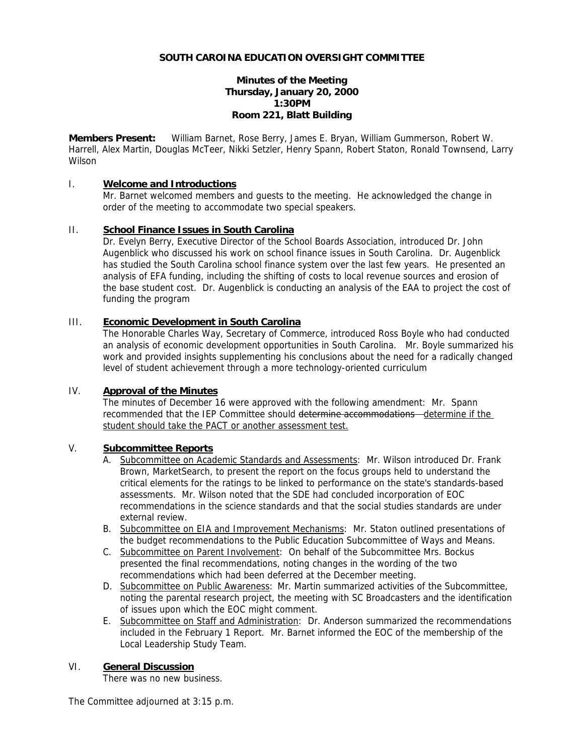# SOUTH CAROINA EDUCATION OVERSIGHT COMMITTEE

**Minutes of the Meeting**
**Thursday, January 20, 2000**
**1:30PM**
**Room 221, Blatt Building**

**Members Present:** William Barnet, Rose Berry, James E. Bryan, William Gummerson, Robert W. Harrell, Alex Martin, Douglas McTeer, Nikki Setzler, Henry Spann, Robert Staton, Ronald Townsend, Larry Wilson

## I. Welcome and Introductions

Mr. Barnet welcomed members and guests to the meeting. He acknowledged the change in order of the meeting to accommodate two special speakers.

## II. School Finance Issues in South Carolina

Dr. Evelyn Berry, Executive Director of the School Boards Association, introduced Dr. John Augenblick who discussed his work on school finance issues in South Carolina. Dr. Augenblick has studied the South Carolina school finance system over the last few years. He presented an analysis of EFA funding, including the shifting of costs to local revenue sources and erosion of the base student cost. Dr. Augenblick is conducting an analysis of the EAA to project the cost of funding the program

## III. Economic Development in South Carolina

The Honorable Charles Way, Secretary of Commerce, introduced Ross Boyle who had conducted an analysis of economic development opportunities in South Carolina. Mr. Boyle summarized his work and provided insights supplementing his conclusions about the need for a radically changed level of student achievement through a more technology-oriented curriculum

## IV. Approval of the Minutes

The minutes of December 16 were approved with the following amendment: Mr. Spann recommended that the IEP Committee should ~~determine accommodations~~ <u>determine if the student should take the PACT or another assessment test.</u>

## V. Subcommittee Reports

A. <u>Subcommittee on Academic Standards and Assessments</u>: Mr. Wilson introduced Dr. Frank Brown, MarketSearch, to present the report on the focus groups held to understand the critical elements for the ratings to be linked to performance on the state's standards-based assessments. Mr. Wilson noted that the SDE had concluded incorporation of EOC recommendations in the science standards and that the social studies standards are under external review.

B. <u>Subcommittee on EIA and Improvement Mechanisms</u>: Mr. Staton outlined presentations of the budget recommendations to the Public Education Subcommittee of Ways and Means.

C. <u>Subcommittee on Parent Involvement</u>: On behalf of the Subcommittee Mrs. Bockus presented the final recommendations, noting changes in the wording of the two recommendations which had been deferred at the December meeting.

D. <u>Subcommittee on Public Awareness</u>: Mr. Martin summarized activities of the Subcommittee, noting the parental research project, the meeting with SC Broadcasters and the identification of issues upon which the EOC might comment.

E. <u>Subcommittee on Staff and Administration</u>: Dr. Anderson summarized the recommendations included in the February 1 Report. Mr. Barnet informed the EOC of the membership of the Local Leadership Study Team.

## VI. General Discussion

There was no new business.

The Committee adjourned at 3:15 p.m.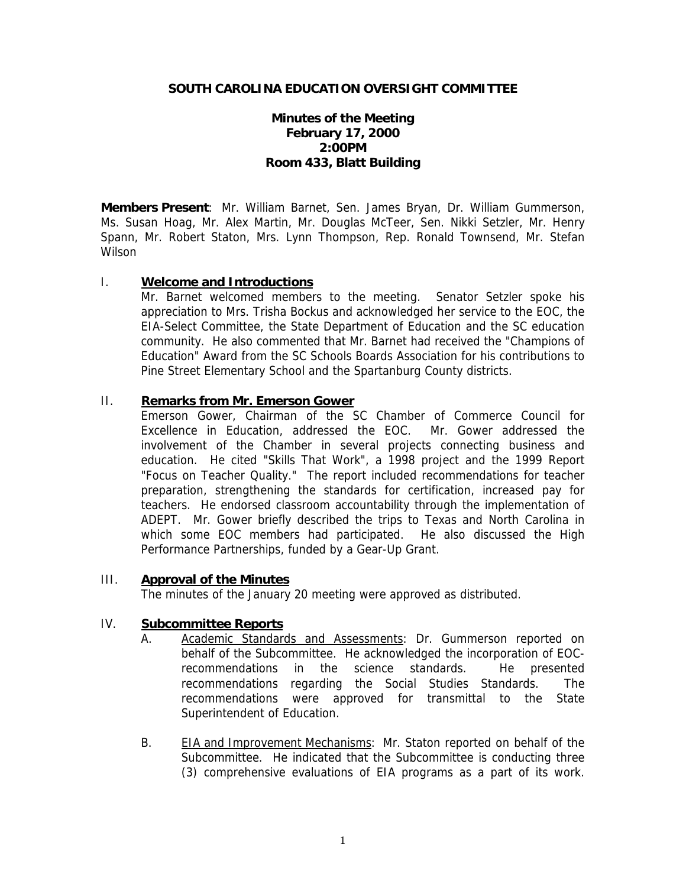**SOUTH CAROLINA EDUCATION OVERSIGHT COMMITTEE**

**Minutes of the Meeting**
**February 17, 2000**
**2:00PM**
**Room 433, Blatt Building**

**Members Present**: Mr. William Barnet, Sen. James Bryan, Dr. William Gummerson, Ms. Susan Hoag, Mr. Alex Martin, Mr. Douglas McTeer, Sen. Nikki Setzler, Mr. Henry Spann, Mr. Robert Staton, Mrs. Lynn Thompson, Rep. Ronald Townsend, Mr. Stefan Wilson

## I. Welcome and Introductions

Mr. Barnet welcomed members to the meeting. Senator Setzler spoke his appreciation to Mrs. Trisha Bockus and acknowledged her service to the EOC, the EIA-Select Committee, the State Department of Education and the SC education community. He also commented that Mr. Barnet had received the "Champions of Education" Award from the SC Schools Boards Association for his contributions to Pine Street Elementary School and the Spartanburg County districts.

## II. Remarks from Mr. Emerson Gower

Emerson Gower, Chairman of the SC Chamber of Commerce Council for Excellence in Education, addressed the EOC. Mr. Gower addressed the involvement of the Chamber in several projects connecting business and education. He cited "Skills That Work", a 1998 project and the 1999 Report "Focus on Teacher Quality." The report included recommendations for teacher preparation, strengthening the standards for certification, increased pay for teachers. He endorsed classroom accountability through the implementation of ADEPT. Mr. Gower briefly described the trips to Texas and North Carolina in which some EOC members had participated. He also discussed the High Performance Partnerships, funded by a Gear-Up Grant.

## III. Approval of the Minutes

The minutes of the January 20 meeting were approved as distributed.

## IV. Subcommittee Reports

A. Academic Standards and Assessments: Dr. Gummerson reported on behalf of the Subcommittee. He acknowledged the incorporation of EOC-recommendations in the science standards. He presented recommendations regarding the Social Studies Standards. The recommendations were approved for transmittal to the State Superintendent of Education.

B. EIA and Improvement Mechanisms: Mr. Staton reported on behalf of the Subcommittee. He indicated that the Subcommittee is conducting three (3) comprehensive evaluations of EIA programs as a part of its work.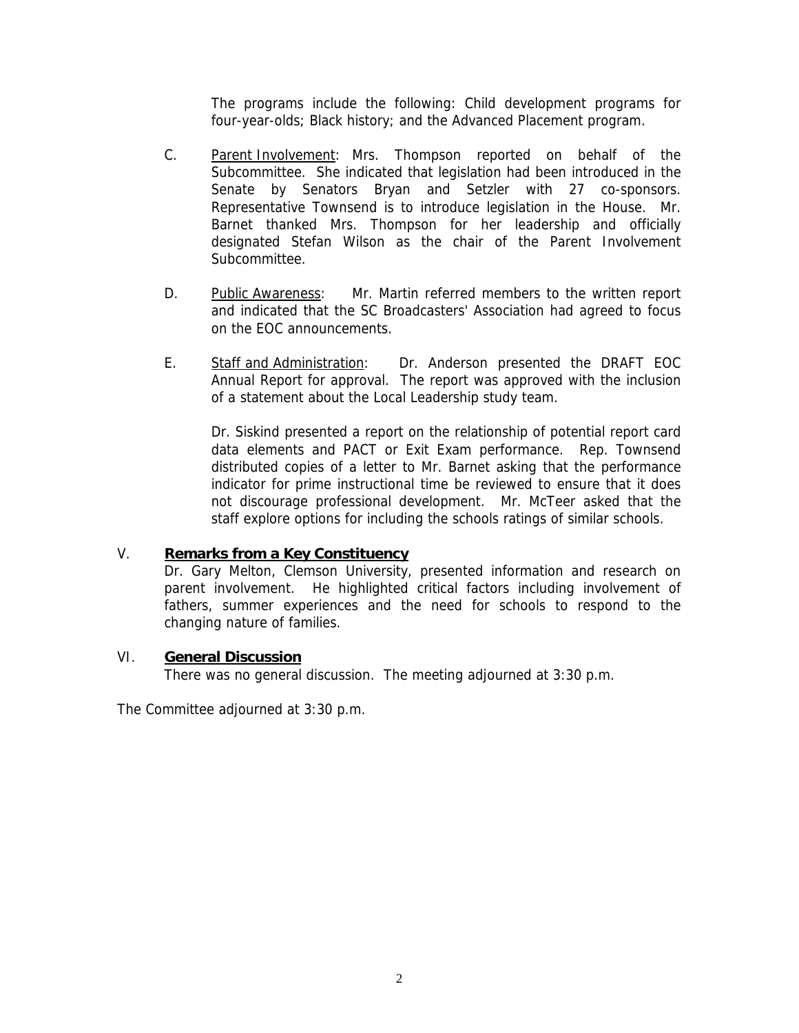The programs include the following: Child development programs for four-year-olds; Black history; and the Advanced Placement program.

C. Parent Involvement: Mrs. Thompson reported on behalf of the Subcommittee. She indicated that legislation had been introduced in the Senate by Senators Bryan and Setzler with 27 co-sponsors. Representative Townsend is to introduce legislation in the House. Mr. Barnet thanked Mrs. Thompson for her leadership and officially designated Stefan Wilson as the chair of the Parent Involvement Subcommittee.

D. Public Awareness: Mr. Martin referred members to the written report and indicated that the SC Broadcasters' Association had agreed to focus on the EOC announcements.

E. Staff and Administration: Dr. Anderson presented the DRAFT EOC Annual Report for approval. The report was approved with the inclusion of a statement about the Local Leadership study team.

Dr. Siskind presented a report on the relationship of potential report card data elements and PACT or Exit Exam performance. Rep. Townsend distributed copies of a letter to Mr. Barnet asking that the performance indicator for prime instructional time be reviewed to ensure that it does not discourage professional development. Mr. McTeer asked that the staff explore options for including the schools ratings of similar schools.

## V. Remarks from a Key Constituency

Dr. Gary Melton, Clemson University, presented information and research on parent involvement. He highlighted critical factors including involvement of fathers, summer experiences and the need for schools to respond to the changing nature of families.

## VI. General Discussion

There was no general discussion. The meeting adjourned at 3:30 p.m.

The Committee adjourned at 3:30 p.m.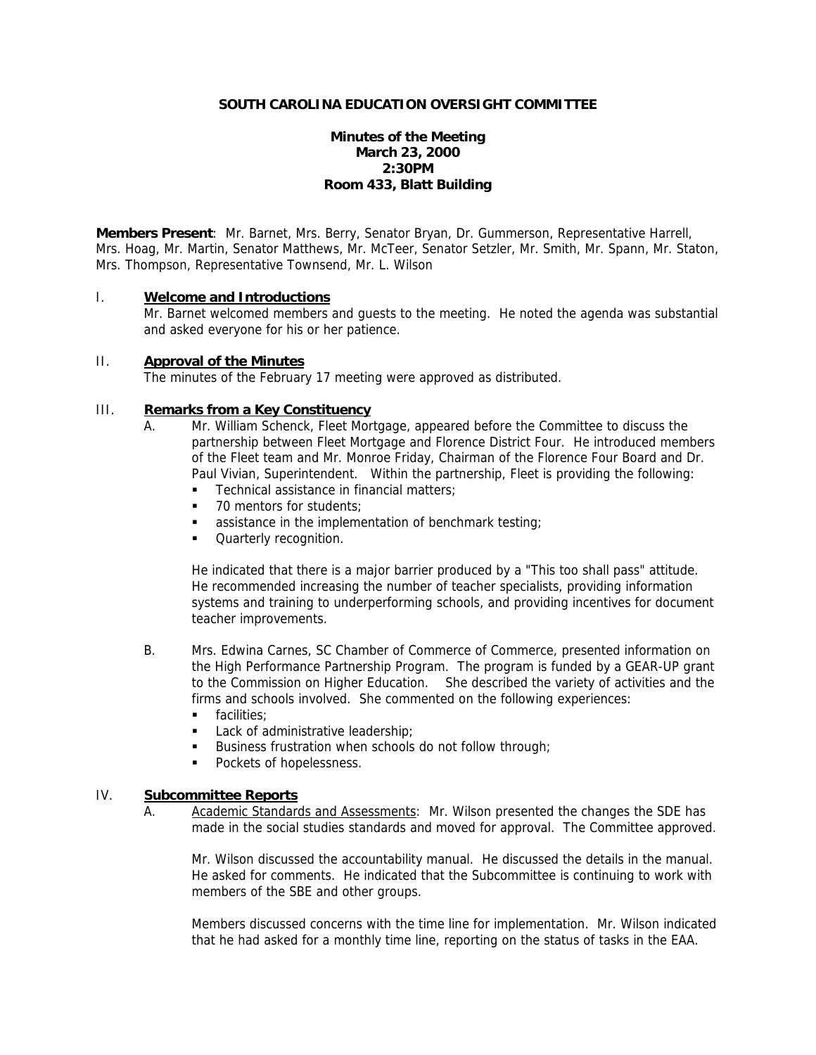**SOUTH CAROLINA EDUCATION OVERSIGHT COMMITTEE**

**Minutes of the Meeting**
**March 23, 2000**
**2:30PM**
**Room 433, Blatt Building**

**Members Present**: Mr. Barnet, Mrs. Berry, Senator Bryan, Dr. Gummerson, Representative Harrell, Mrs. Hoag, Mr. Martin, Senator Matthews, Mr. McTeer, Senator Setzler, Mr. Smith, Mr. Spann, Mr. Staton, Mrs. Thompson, Representative Townsend, Mr. L. Wilson

## I. Welcome and Introductions

Mr. Barnet welcomed members and guests to the meeting. He noted the agenda was substantial and asked everyone for his or her patience.

## II. Approval of the Minutes

The minutes of the February 17 meeting were approved as distributed.

## III. Remarks from a Key Constituency

A. Mr. William Schenck, Fleet Mortgage, appeared before the Committee to discuss the partnership between Fleet Mortgage and Florence District Four. He introduced members of the Fleet team and Mr. Monroe Friday, Chairman of the Florence Four Board and Dr. Paul Vivian, Superintendent. Within the partnership, Fleet is providing the following:

- Technical assistance in financial matters;
- 70 mentors for students;
- assistance in the implementation of benchmark testing;
- Quarterly recognition.

He indicated that there is a major barrier produced by a "This too shall pass" attitude. He recommended increasing the number of teacher specialists, providing information systems and training to underperforming schools, and providing incentives for document teacher improvements.

B. Mrs. Edwina Carnes, SC Chamber of Commerce of Commerce, presented information on the High Performance Partnership Program. The program is funded by a GEAR-UP grant to the Commission on Higher Education. She described the variety of activities and the firms and schools involved. She commented on the following experiences:

- facilities;
- Lack of administrative leadership;
- Business frustration when schools do not follow through;
- Pockets of hopelessness.

## IV. Subcommittee Reports

A. <u>Academic Standards and Assessments</u>: Mr. Wilson presented the changes the SDE has made in the social studies standards and moved for approval. The Committee approved.

Mr. Wilson discussed the accountability manual. He discussed the details in the manual. He asked for comments. He indicated that the Subcommittee is continuing to work with members of the SBE and other groups.

Members discussed concerns with the time line for implementation. Mr. Wilson indicated that he had asked for a monthly time line, reporting on the status of tasks in the EAA.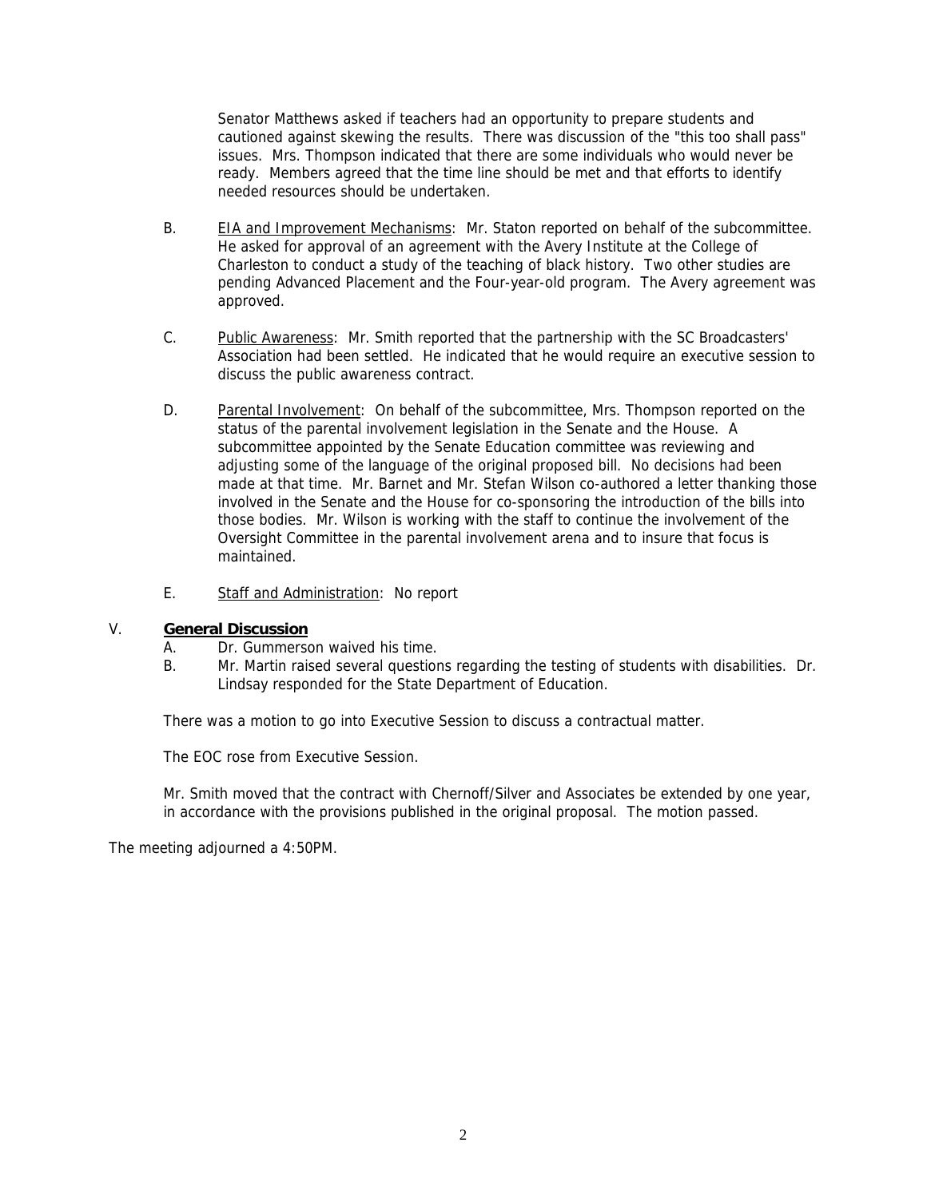Senator Matthews asked if teachers had an opportunity to prepare students and cautioned against skewing the results. There was discussion of the "this too shall pass" issues. Mrs. Thompson indicated that there are some individuals who would never be ready. Members agreed that the time line should be met and that efforts to identify needed resources should be undertaken.

B. <u>EIA and Improvement Mechanisms</u>: Mr. Staton reported on behalf of the subcommittee. He asked for approval of an agreement with the Avery Institute at the College of Charleston to conduct a study of the teaching of black history. Two other studies are pending Advanced Placement and the Four-year-old program. The Avery agreement was approved.

C. <u>Public Awareness</u>: Mr. Smith reported that the partnership with the SC Broadcasters' Association had been settled. He indicated that he would require an executive session to discuss the public awareness contract.

D. <u>Parental Involvement</u>: On behalf of the subcommittee, Mrs. Thompson reported on the status of the parental involvement legislation in the Senate and the House. A subcommittee appointed by the Senate Education committee was reviewing and adjusting some of the language of the original proposed bill. No decisions had been made at that time. Mr. Barnet and Mr. Stefan Wilson co-authored a letter thanking those involved in the Senate and the House for co-sponsoring the introduction of the bills into those bodies. Mr. Wilson is working with the staff to continue the involvement of the Oversight Committee in the parental involvement arena and to insure that focus is maintained.

E. <u>Staff and Administration</u>: No report

V. **<u>General Discussion</u>**

A. Dr. Gummerson waived his time.

B. Mr. Martin raised several questions regarding the testing of students with disabilities. Dr. Lindsay responded for the State Department of Education.

There was a motion to go into Executive Session to discuss a contractual matter.

The EOC rose from Executive Session.

Mr. Smith moved that the contract with Chernoff/Silver and Associates be extended by one year, in accordance with the provisions published in the original proposal. The motion passed.

The meeting adjourned a 4:50PM.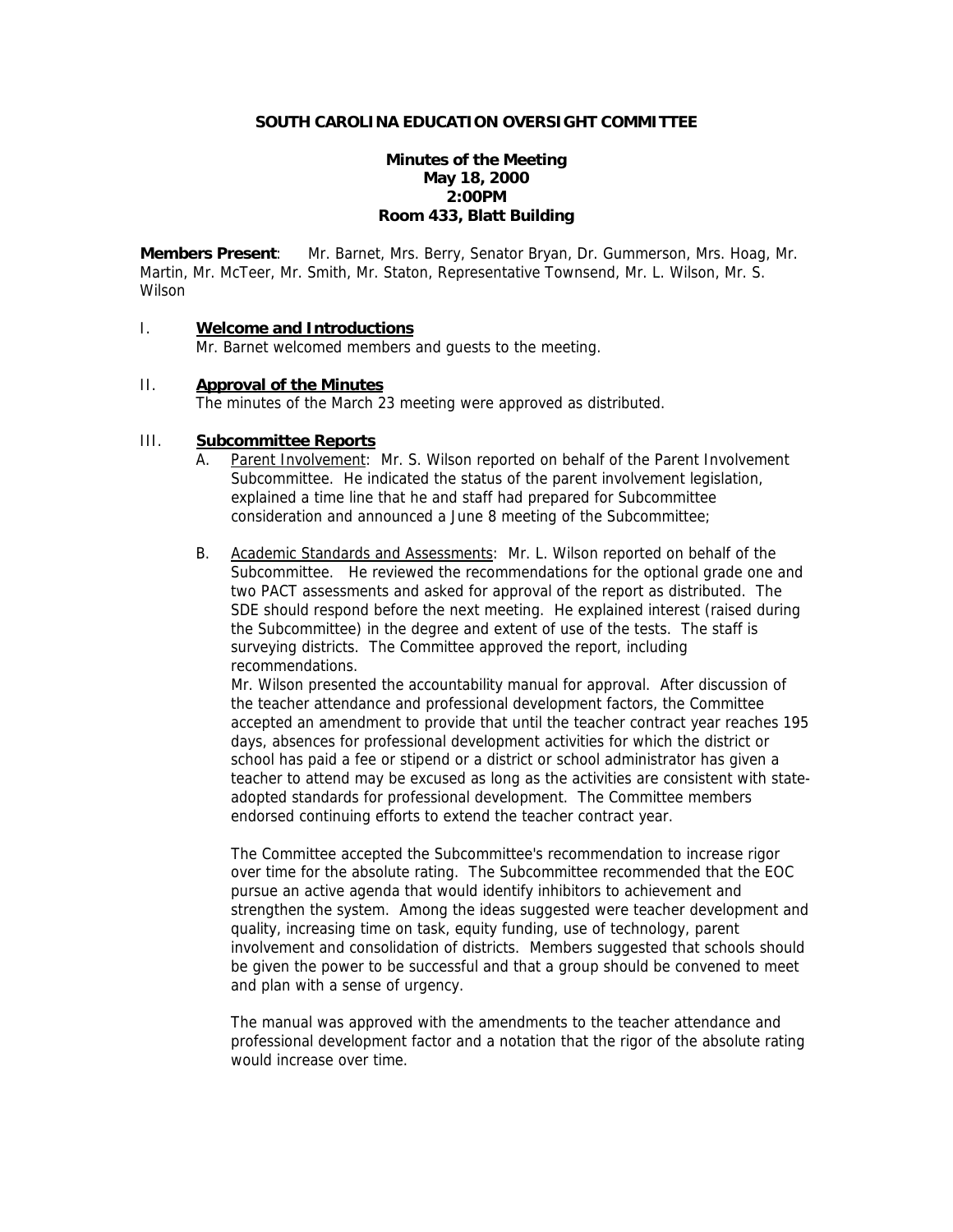**SOUTH CAROLINA EDUCATION OVERSIGHT COMMITTEE**

**Minutes of the Meeting**
**May 18, 2000**
**2:00PM**
**Room 433, Blatt Building**

**Members Present**: Mr. Barnet, Mrs. Berry, Senator Bryan, Dr. Gummerson, Mrs. Hoag, Mr. Martin, Mr. McTeer, Mr. Smith, Mr. Staton, Representative Townsend, Mr. L. Wilson, Mr. S. Wilson

I. **Welcome and Introductions**

Mr. Barnet welcomed members and guests to the meeting.

II. **Approval of the Minutes**

The minutes of the March 23 meeting were approved as distributed.

III. **Subcommittee Reports**

A. Parent Involvement: Mr. S. Wilson reported on behalf of the Parent Involvement Subcommittee. He indicated the status of the parent involvement legislation, explained a time line that he and staff had prepared for Subcommittee consideration and announced a June 8 meeting of the Subcommittee;

B. Academic Standards and Assessments: Mr. L. Wilson reported on behalf of the Subcommittee. He reviewed the recommendations for the optional grade one and two PACT assessments and asked for approval of the report as distributed. The SDE should respond before the next meeting. He explained interest (raised during the Subcommittee) in the degree and extent of use of the tests. The staff is surveying districts. The Committee approved the report, including recommendations.

Mr. Wilson presented the accountability manual for approval. After discussion of the teacher attendance and professional development factors, the Committee accepted an amendment to provide that until the teacher contract year reaches 195 days, absences for professional development activities for which the district or school has paid a fee or stipend or a district or school administrator has given a teacher to attend may be excused as long as the activities are consistent with state-adopted standards for professional development. The Committee members endorsed continuing efforts to extend the teacher contract year.

The Committee accepted the Subcommittee's recommendation to increase rigor over time for the absolute rating. The Subcommittee recommended that the EOC pursue an active agenda that would identify inhibitors to achievement and strengthen the system. Among the ideas suggested were teacher development and quality, increasing time on task, equity funding, use of technology, parent involvement and consolidation of districts. Members suggested that schools should be given the power to be successful and that a group should be convened to meet and plan with a sense of urgency.

The manual was approved with the amendments to the teacher attendance and professional development factor and a notation that the rigor of the absolute rating would increase over time.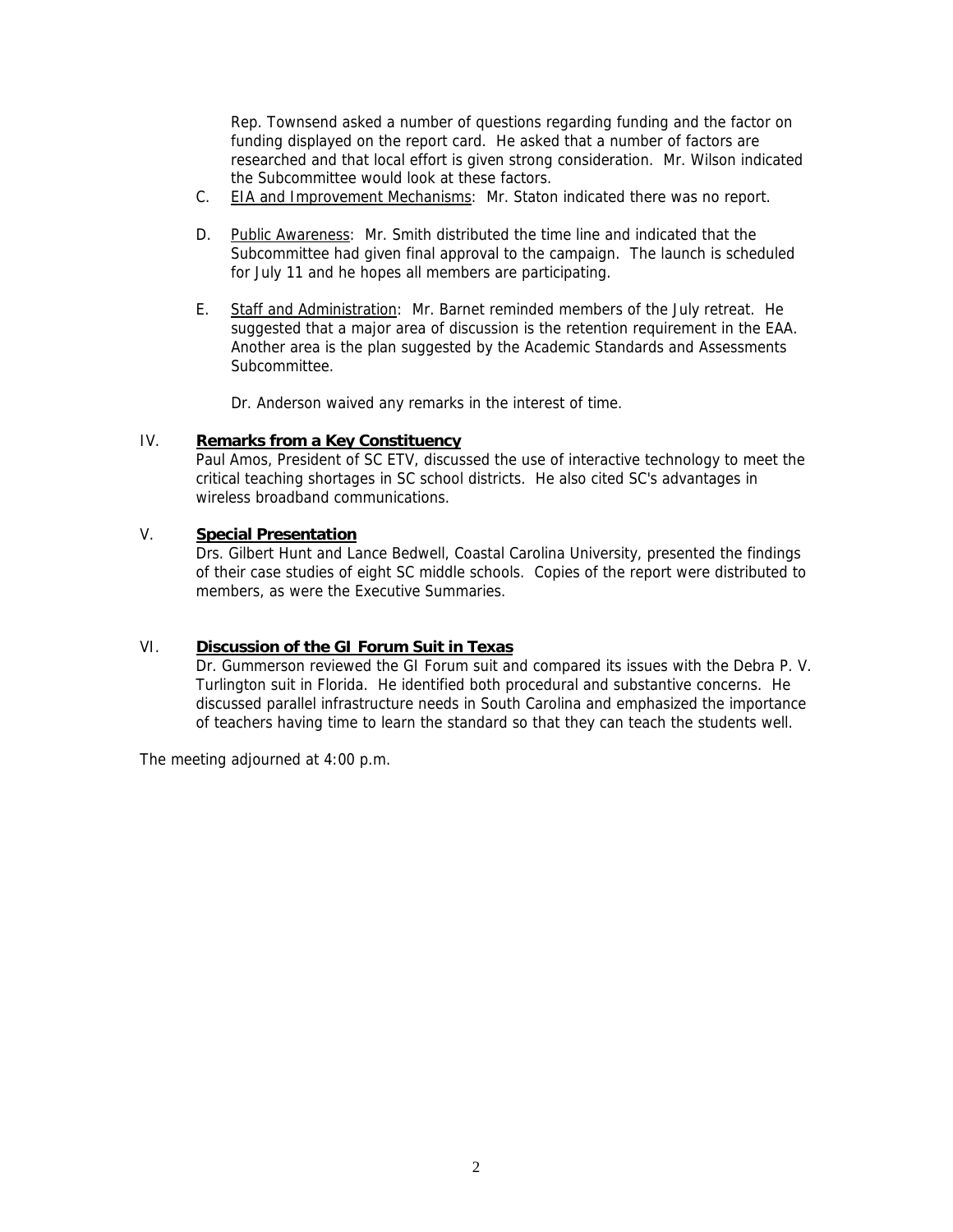Rep. Townsend asked a number of questions regarding funding and the factor on funding displayed on the report card. He asked that a number of factors are researched and that local effort is given strong consideration. Mr. Wilson indicated the Subcommittee would look at these factors.

C. <u>EIA and Improvement Mechanisms</u>: Mr. Staton indicated there was no report.

D. <u>Public Awareness</u>: Mr. Smith distributed the time line and indicated that the Subcommittee had given final approval to the campaign. The launch is scheduled for July 11 and he hopes all members are participating.

E. <u>Staff and Administration</u>: Mr. Barnet reminded members of the July retreat. He suggested that a major area of discussion is the retention requirement in the EAA. Another area is the plan suggested by the Academic Standards and Assessments Subcommittee.

Dr. Anderson waived any remarks in the interest of time.

IV. **<u>Remarks from a Key Constituency</u>**

Paul Amos, President of SC ETV, discussed the use of interactive technology to meet the critical teaching shortages in SC school districts. He also cited SC's advantages in wireless broadband communications.

V. **<u>Special Presentation</u>**

Drs. Gilbert Hunt and Lance Bedwell, Coastal Carolina University, presented the findings of their case studies of eight SC middle schools. Copies of the report were distributed to members, as were the Executive Summaries.

VI. **<u>Discussion of the GI Forum Suit in Texas</u>**

Dr. Gummerson reviewed the GI Forum suit and compared its issues with the Debra P. V. Turlington suit in Florida. He identified both procedural and substantive concerns. He discussed parallel infrastructure needs in South Carolina and emphasized the importance of teachers having time to learn the standard so that they can teach the students well.

The meeting adjourned at 4:00 p.m.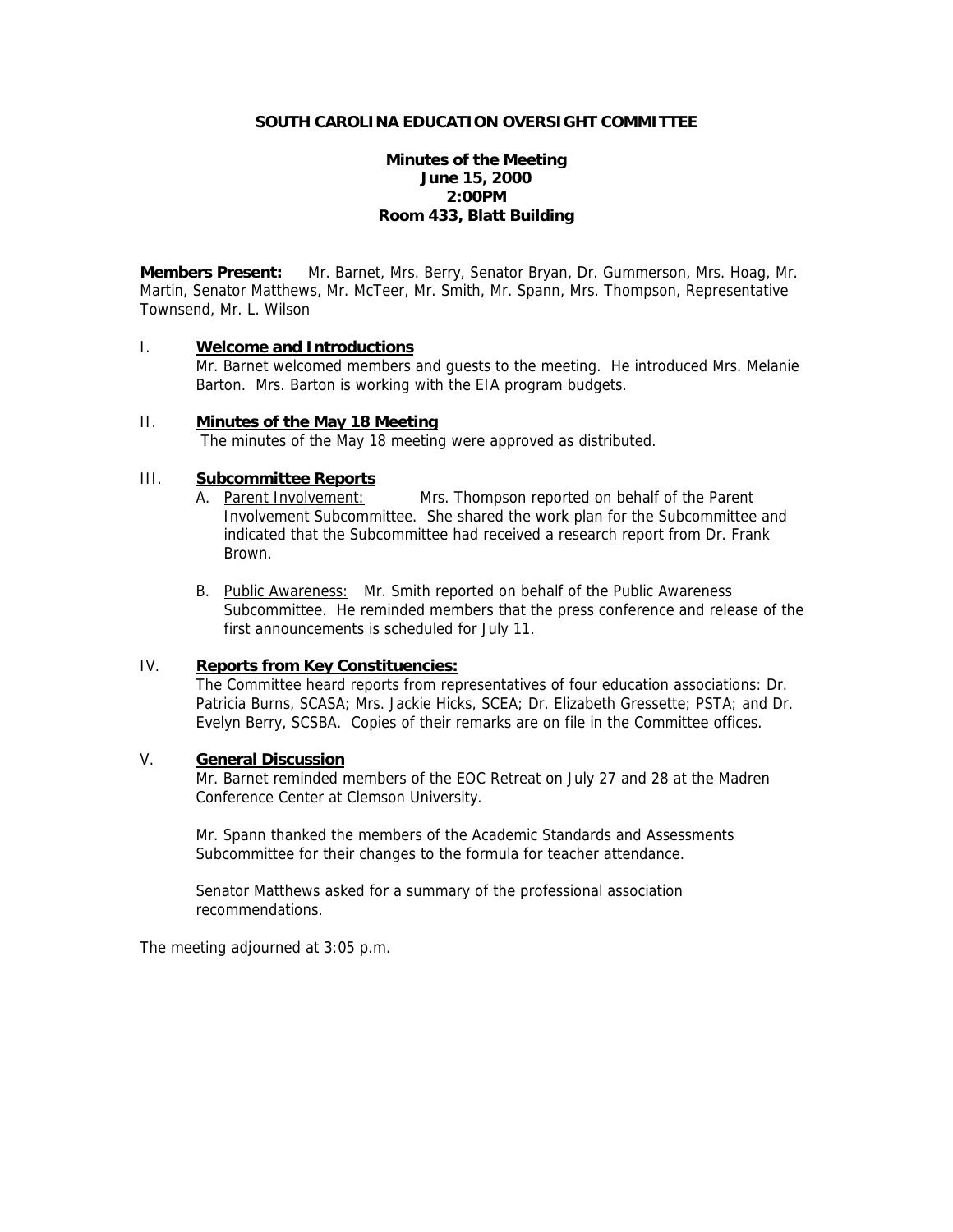**SOUTH CAROLINA EDUCATION OVERSIGHT COMMITTEE**

**Minutes of the Meeting**
**June 15, 2000**
**2:00PM**
**Room 433, Blatt Building**

**Members Present:** Mr. Barnet, Mrs. Berry, Senator Bryan, Dr. Gummerson, Mrs. Hoag, Mr. Martin, Senator Matthews, Mr. McTeer, Mr. Smith, Mr. Spann, Mrs. Thompson, Representative Townsend, Mr. L. Wilson

I. **Welcome and Introductions**

Mr. Barnet welcomed members and guests to the meeting. He introduced Mrs. Melanie Barton. Mrs. Barton is working with the EIA program budgets.

II. **Minutes of the May 18 Meeting**

The minutes of the May 18 meeting were approved as distributed.

III. **Subcommittee Reports**

A. Parent Involvement: Mrs. Thompson reported on behalf of the Parent Involvement Subcommittee. She shared the work plan for the Subcommittee and indicated that the Subcommittee had received a research report from Dr. Frank Brown.

B. Public Awareness: Mr. Smith reported on behalf of the Public Awareness Subcommittee. He reminded members that the press conference and release of the first announcements is scheduled for July 11.

IV. **Reports from Key Constituencies:**

The Committee heard reports from representatives of four education associations: Dr. Patricia Burns, SCASA; Mrs. Jackie Hicks, SCEA; Dr. Elizabeth Gressette; PSTA; and Dr. Evelyn Berry, SCSBA. Copies of their remarks are on file in the Committee offices.

V. **General Discussion**

Mr. Barnet reminded members of the EOC Retreat on July 27 and 28 at the Madren Conference Center at Clemson University.

Mr. Spann thanked the members of the Academic Standards and Assessments Subcommittee for their changes to the formula for teacher attendance.

Senator Matthews asked for a summary of the professional association recommendations.

The meeting adjourned at 3:05 p.m.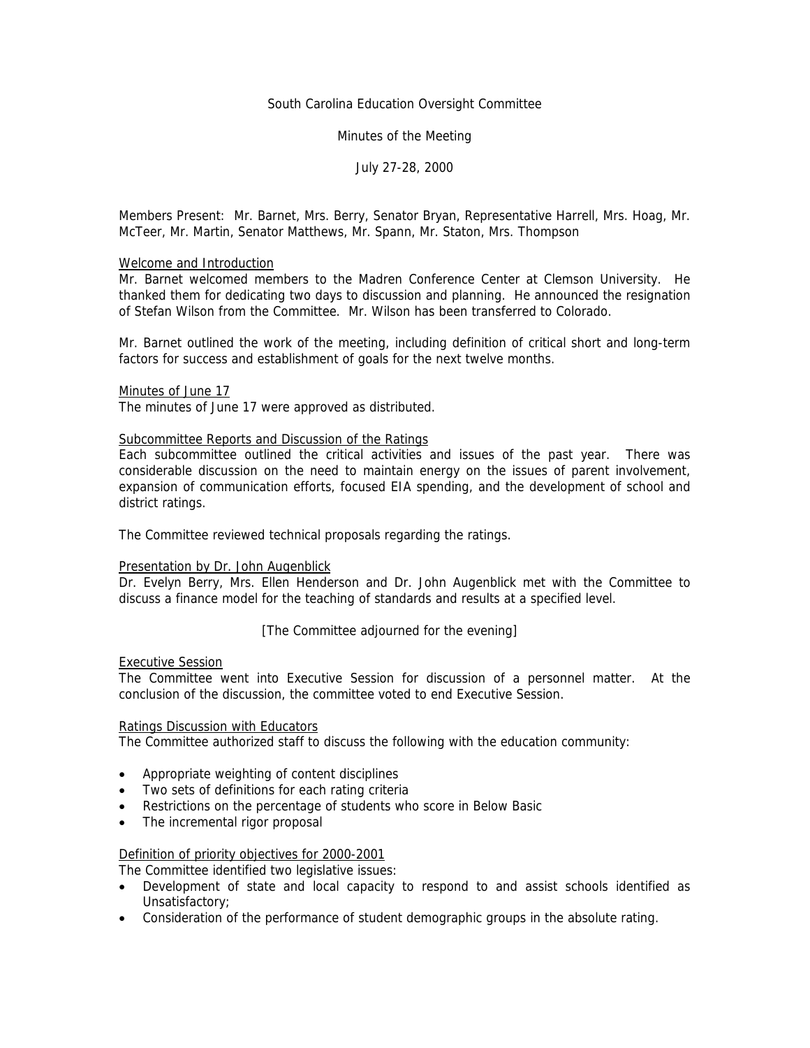South Carolina Education Oversight Committee

Minutes of the Meeting

July 27-28, 2000

Members Present: Mr. Barnet, Mrs. Berry, Senator Bryan, Representative Harrell, Mrs. Hoag, Mr. McTeer, Mr. Martin, Senator Matthews, Mr. Spann, Mr. Staton, Mrs. Thompson

Welcome and Introduction

Mr. Barnet welcomed members to the Madren Conference Center at Clemson University. He thanked them for dedicating two days to discussion and planning. He announced the resignation of Stefan Wilson from the Committee. Mr. Wilson has been transferred to Colorado.

Mr. Barnet outlined the work of the meeting, including definition of critical short and long-term factors for success and establishment of goals for the next twelve months.

Minutes of June 17

The minutes of June 17 were approved as distributed.

Subcommittee Reports and Discussion of the Ratings

Each subcommittee outlined the critical activities and issues of the past year. There was considerable discussion on the need to maintain energy on the issues of parent involvement, expansion of communication efforts, focused EIA spending, and the development of school and district ratings.

The Committee reviewed technical proposals regarding the ratings.

Presentation by Dr. John Augenblick

Dr. Evelyn Berry, Mrs. Ellen Henderson and Dr. John Augenblick met with the Committee to discuss a finance model for the teaching of standards and results at a specified level.

[The Committee adjourned for the evening]

Executive Session

The Committee went into Executive Session for discussion of a personnel matter. At the conclusion of the discussion, the committee voted to end Executive Session.

Ratings Discussion with Educators

The Committee authorized staff to discuss the following with the education community:

- Appropriate weighting of content disciplines
- Two sets of definitions for each rating criteria
- Restrictions on the percentage of students who score in Below Basic
- The incremental rigor proposal

Definition of priority objectives for 2000-2001

The Committee identified two legislative issues:

- Development of state and local capacity to respond to and assist schools identified as Unsatisfactory;
- Consideration of the performance of student demographic groups in the absolute rating.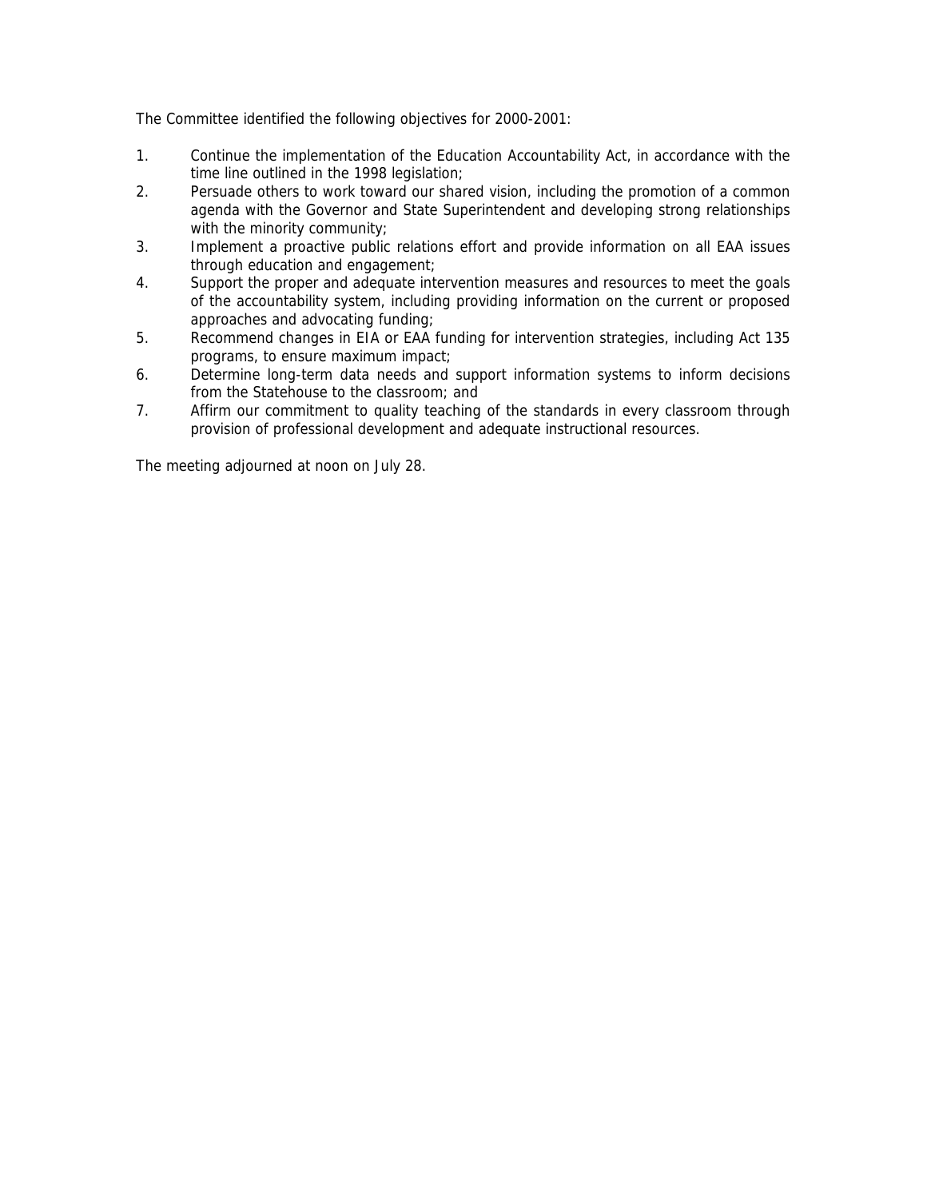The Committee identified the following objectives for 2000-2001:

1. Continue the implementation of the Education Accountability Act, in accordance with the time line outlined in the 1998 legislation;
2. Persuade others to work toward our shared vision, including the promotion of a common agenda with the Governor and State Superintendent and developing strong relationships with the minority community;
3. Implement a proactive public relations effort and provide information on all EAA issues through education and engagement;
4. Support the proper and adequate intervention measures and resources to meet the goals of the accountability system, including providing information on the current or proposed approaches and advocating funding;
5. Recommend changes in EIA or EAA funding for intervention strategies, including Act 135 programs, to ensure maximum impact;
6. Determine long-term data needs and support information systems to inform decisions from the Statehouse to the classroom; and
7. Affirm our commitment to quality teaching of the standards in every classroom through provision of professional development and adequate instructional resources.

The meeting adjourned at noon on July 28.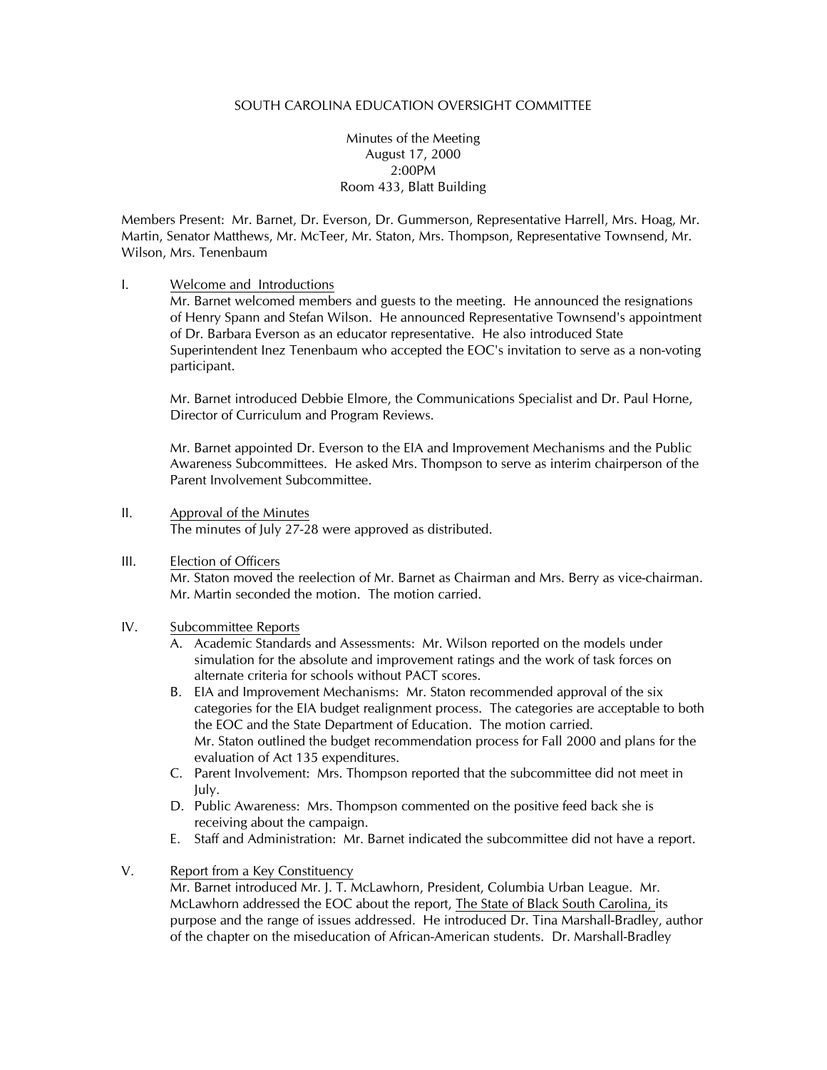SOUTH CAROLINA EDUCATION OVERSIGHT COMMITTEE

Minutes of the Meeting
August 17, 2000
2:00PM
Room 433, Blatt Building

Members Present: Mr. Barnet, Dr. Everson, Dr. Gummerson, Representative Harrell, Mrs. Hoag, Mr. Martin, Senator Matthews, Mr. McTeer, Mr. Staton, Mrs. Thompson, Representative Townsend, Mr. Wilson, Mrs. Tenenbaum

I. Welcome and Introductions

Mr. Barnet welcomed members and guests to the meeting. He announced the resignations of Henry Spann and Stefan Wilson. He announced Representative Townsend's appointment of Dr. Barbara Everson as an educator representative. He also introduced State Superintendent Inez Tenenbaum who accepted the EOC's invitation to serve as a non-voting participant.

Mr. Barnet introduced Debbie Elmore, the Communications Specialist and Dr. Paul Horne, Director of Curriculum and Program Reviews.

Mr. Barnet appointed Dr. Everson to the EIA and Improvement Mechanisms and the Public Awareness Subcommittees. He asked Mrs. Thompson to serve as interim chairperson of the Parent Involvement Subcommittee.

II. Approval of the Minutes

The minutes of July 27-28 were approved as distributed.

III. Election of Officers

Mr. Staton moved the reelection of Mr. Barnet as Chairman and Mrs. Berry as vice-chairman. Mr. Martin seconded the motion. The motion carried.

IV. Subcommittee Reports

A. Academic Standards and Assessments: Mr. Wilson reported on the models under simulation for the absolute and improvement ratings and the work of task forces on alternate criteria for schools without PACT scores.
B. EIA and Improvement Mechanisms: Mr. Staton recommended approval of the six categories for the EIA budget realignment process. The categories are acceptable to both the EOC and the State Department of Education. The motion carried.
Mr. Staton outlined the budget recommendation process for Fall 2000 and plans for the evaluation of Act 135 expenditures.
C. Parent Involvement: Mrs. Thompson reported that the subcommittee did not meet in July.
D. Public Awareness: Mrs. Thompson commented on the positive feed back she is receiving about the campaign.
E. Staff and Administration: Mr. Barnet indicated the subcommittee did not have a report.

V. Report from a Key Constituency

Mr. Barnet introduced Mr. J. T. McLawhorn, President, Columbia Urban League. Mr. McLawhorn addressed the EOC about the report, The State of Black South Carolina, its purpose and the range of issues addressed. He introduced Dr. Tina Marshall-Bradley, author of the chapter on the miseducation of African-American students. Dr. Marshall-Bradley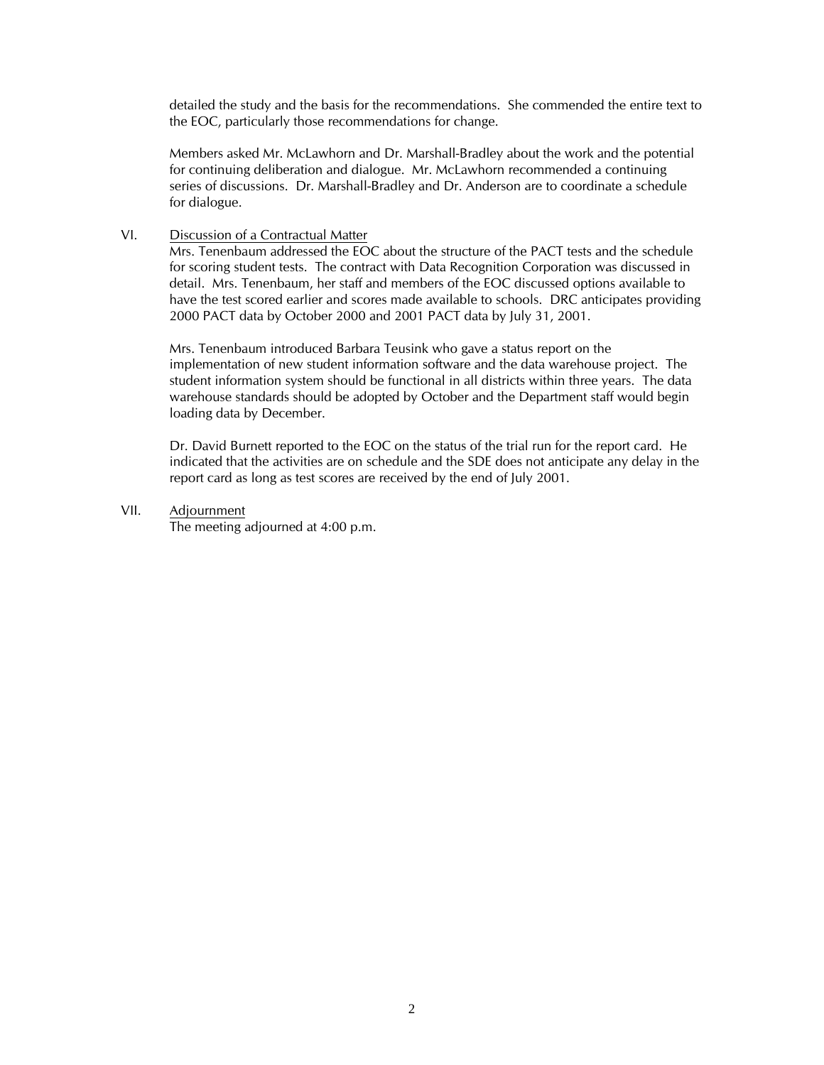detailed the study and the basis for the recommendations. She commended the entire text to the EOC, particularly those recommendations for change.

Members asked Mr. McLawhorn and Dr. Marshall-Bradley about the work and the potential for continuing deliberation and dialogue. Mr. McLawhorn recommended a continuing series of discussions. Dr. Marshall-Bradley and Dr. Anderson are to coordinate a schedule for dialogue.

VI. Discussion of a Contractual Matter

Mrs. Tenenbaum addressed the EOC about the structure of the PACT tests and the schedule for scoring student tests. The contract with Data Recognition Corporation was discussed in detail. Mrs. Tenenbaum, her staff and members of the EOC discussed options available to have the test scored earlier and scores made available to schools. DRC anticipates providing 2000 PACT data by October 2000 and 2001 PACT data by July 31, 2001.

Mrs. Tenenbaum introduced Barbara Teusink who gave a status report on the implementation of new student information software and the data warehouse project. The student information system should be functional in all districts within three years. The data warehouse standards should be adopted by October and the Department staff would begin loading data by December.

Dr. David Burnett reported to the EOC on the status of the trial run for the report card. He indicated that the activities are on schedule and the SDE does not anticipate any delay in the report card as long as test scores are received by the end of July 2001.

VII. Adjournment

The meeting adjourned at 4:00 p.m.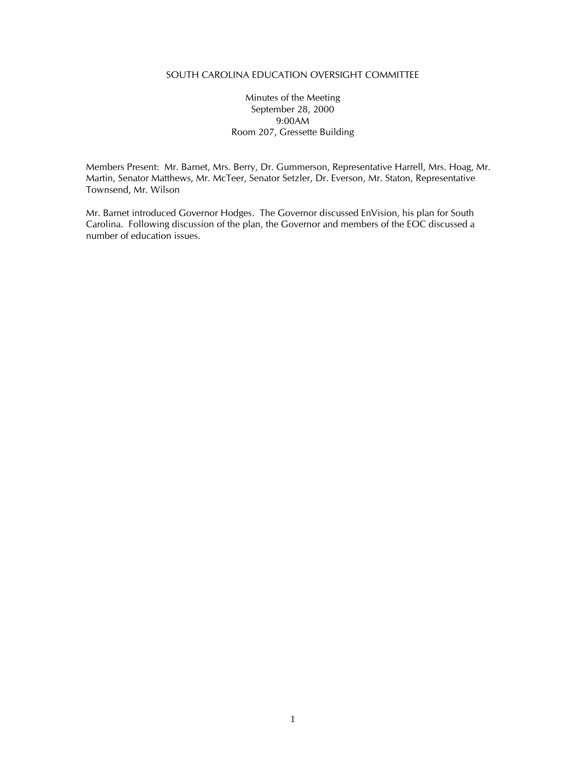# SOUTH CAROLINA EDUCATION OVERSIGHT COMMITTEE

Minutes of the Meeting
September 28, 2000
9:00AM
Room 207, Gressette Building

Members Present: Mr. Barnet, Mrs. Berry, Dr. Gummerson, Representative Harrell, Mrs. Hoag, Mr. Martin, Senator Matthews, Mr. McTeer, Senator Setzler, Dr. Everson, Mr. Staton, Representative Townsend, Mr. Wilson

Mr. Barnet introduced Governor Hodges. The Governor discussed EnVision, his plan for South Carolina. Following discussion of the plan, the Governor and members of the EOC discussed a number of education issues.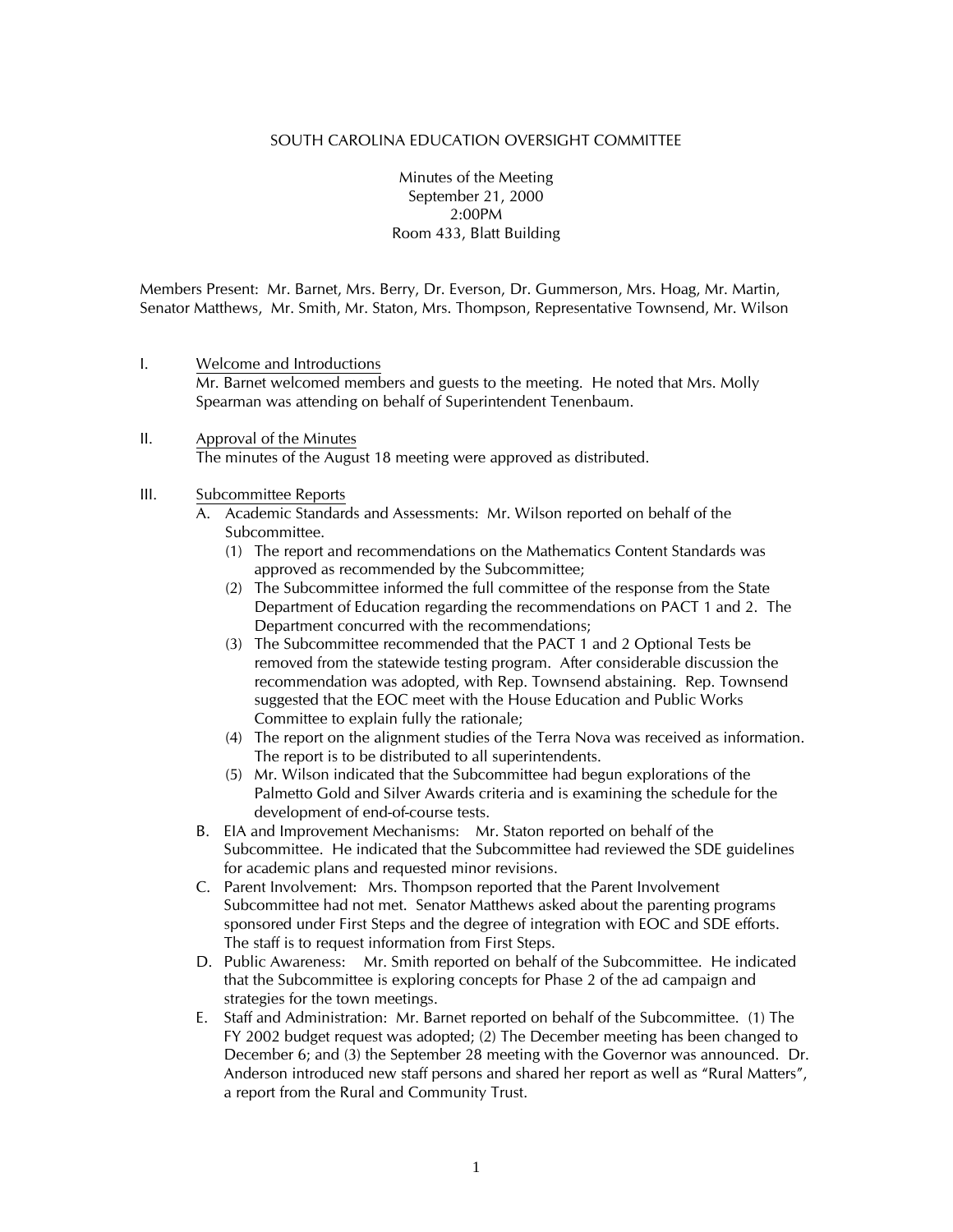SOUTH CAROLINA EDUCATION OVERSIGHT COMMITTEE

Minutes of the Meeting
September 21, 2000
2:00PM
Room 433, Blatt Building

Members Present: Mr. Barnet, Mrs. Berry, Dr. Everson, Dr. Gummerson, Mrs. Hoag, Mr. Martin, Senator Matthews, Mr. Smith, Mr. Staton, Mrs. Thompson, Representative Townsend, Mr. Wilson

I. <u>Welcome and Introductions</u>
Mr. Barnet welcomed members and guests to the meeting. He noted that Mrs. Molly Spearman was attending on behalf of Superintendent Tenenbaum.

II. <u>Approval of the Minutes</u>
The minutes of the August 18 meeting were approved as distributed.

III. <u>Subcommittee Reports</u>

A. Academic Standards and Assessments: Mr. Wilson reported on behalf of the Subcommittee.
   (1) The report and recommendations on the Mathematics Content Standards was approved as recommended by the Subcommittee;
   (2) The Subcommittee informed the full committee of the response from the State Department of Education regarding the recommendations on PACT 1 and 2. The Department concurred with the recommendations;
   (3) The Subcommittee recommended that the PACT 1 and 2 Optional Tests be removed from the statewide testing program. After considerable discussion the recommendation was adopted, with Rep. Townsend abstaining. Rep. Townsend suggested that the EOC meet with the House Education and Public Works Committee to explain fully the rationale;
   (4) The report on the alignment studies of the Terra Nova was received as information. The report is to be distributed to all superintendents.
   (5) Mr. Wilson indicated that the Subcommittee had begun explorations of the Palmetto Gold and Silver Awards criteria and is examining the schedule for the development of end-of-course tests.

B. EIA and Improvement Mechanisms: Mr. Staton reported on behalf of the Subcommittee. He indicated that the Subcommittee had reviewed the SDE guidelines for academic plans and requested minor revisions.

C. Parent Involvement: Mrs. Thompson reported that the Parent Involvement Subcommittee had not met. Senator Matthews asked about the parenting programs sponsored under First Steps and the degree of integration with EOC and SDE efforts. The staff is to request information from First Steps.

D. Public Awareness: Mr. Smith reported on behalf of the Subcommittee. He indicated that the Subcommittee is exploring concepts for Phase 2 of the ad campaign and strategies for the town meetings.

E. Staff and Administration: Mr. Barnet reported on behalf of the Subcommittee. (1) The FY 2002 budget request was adopted; (2) The December meeting has been changed to December 6; and (3) the September 28 meeting with the Governor was announced. Dr. Anderson introduced new staff persons and shared her report as well as "Rural Matters", a report from the Rural and Community Trust.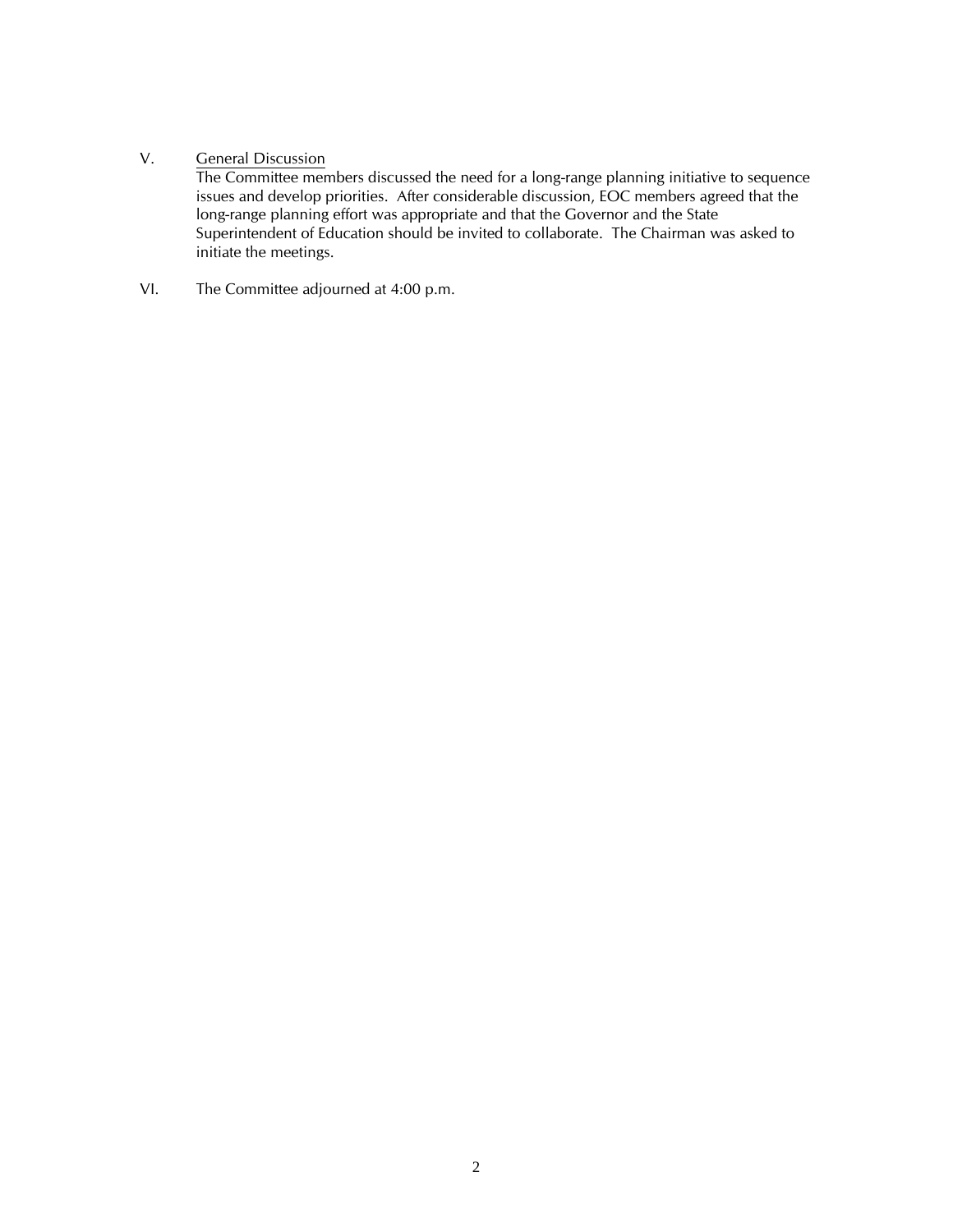V. <u>General Discussion</u>

The Committee members discussed the need for a long-range planning initiative to sequence issues and develop priorities. After considerable discussion, EOC members agreed that the long-range planning effort was appropriate and that the Governor and the State Superintendent of Education should be invited to collaborate. The Chairman was asked to initiate the meetings.

VI. The Committee adjourned at 4:00 p.m.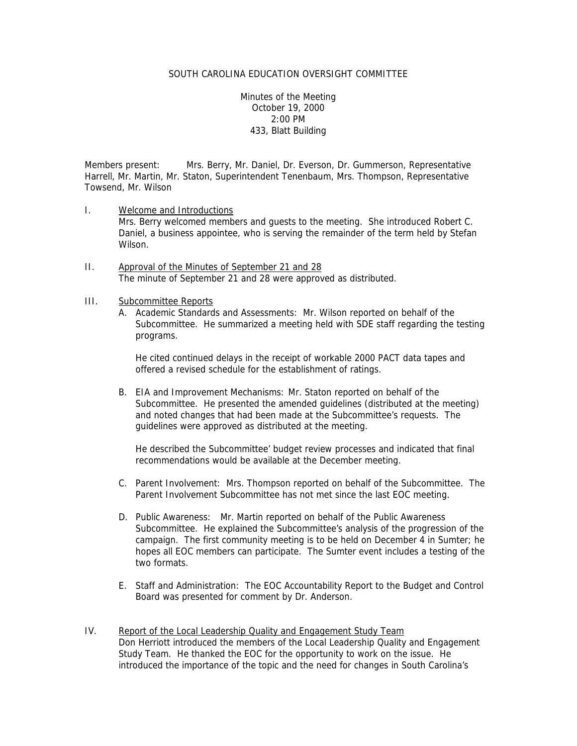SOUTH CAROLINA EDUCATION OVERSIGHT COMMITTEE

Minutes of the Meeting
October 19, 2000
2:00 PM
433, Blatt Building

Members present: Mrs. Berry, Mr. Daniel, Dr. Everson, Dr. Gummerson, Representative Harrell, Mr. Martin, Mr. Staton, Superintendent Tenenbaum, Mrs. Thompson, Representative Towsend, Mr. Wilson

I. <u>Welcome and Introductions</u>
Mrs. Berry welcomed members and guests to the meeting. She introduced Robert C. Daniel, a business appointee, who is serving the remainder of the term held by Stefan Wilson.

II. <u>Approval of the Minutes of September 21 and 28</u>
The minute of September 21 and 28 were approved as distributed.

III. <u>Subcommittee Reports</u>

A. Academic Standards and Assessments: Mr. Wilson reported on behalf of the Subcommittee. He summarized a meeting held with SDE staff regarding the testing programs.

He cited continued delays in the receipt of workable 2000 PACT data tapes and offered a revised schedule for the establishment of ratings.

B. EIA and Improvement Mechanisms: Mr. Staton reported on behalf of the Subcommittee. He presented the amended guidelines (distributed at the meeting) and noted changes that had been made at the Subcommittee's requests. The guidelines were approved as distributed at the meeting.

He described the Subcommittee' budget review processes and indicated that final recommendations would be available at the December meeting.

C. Parent Involvement: Mrs. Thompson reported on behalf of the Subcommittee. The Parent Involvement Subcommittee has not met since the last EOC meeting.

D. Public Awareness: Mr. Martin reported on behalf of the Public Awareness Subcommittee. He explained the Subcommittee's analysis of the progression of the campaign. The first community meeting is to be held on December 4 in Sumter; he hopes all EOC members can participate. The Sumter event includes a testing of the two formats.

E. Staff and Administration: The EOC Accountability Report to the Budget and Control Board was presented for comment by Dr. Anderson.

IV. <u>Report of the Local Leadership Quality and Engagement Study Team</u>
Don Herriott introduced the members of the Local Leadership Quality and Engagement Study Team. He thanked the EOC for the opportunity to work on the issue. He introduced the importance of the topic and the need for changes in South Carolina's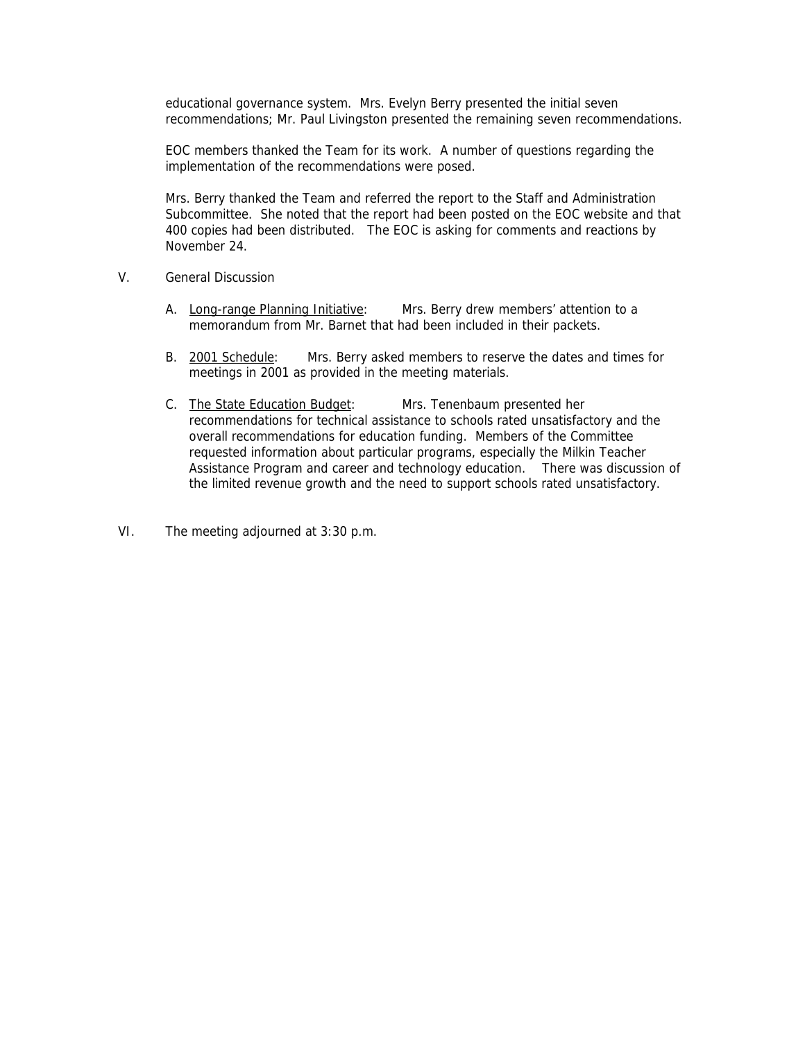educational governance system. Mrs. Evelyn Berry presented the initial seven recommendations; Mr. Paul Livingston presented the remaining seven recommendations.

EOC members thanked the Team for its work. A number of questions regarding the implementation of the recommendations were posed.

Mrs. Berry thanked the Team and referred the report to the Staff and Administration Subcommittee. She noted that the report had been posted on the EOC website and that 400 copies had been distributed. The EOC is asking for comments and reactions by November 24.

V. General Discussion

A. Long-range Planning Initiative: Mrs. Berry drew members' attention to a memorandum from Mr. Barnet that had been included in their packets.

B. 2001 Schedule: Mrs. Berry asked members to reserve the dates and times for meetings in 2001 as provided in the meeting materials.

C. The State Education Budget: Mrs. Tenenbaum presented her recommendations for technical assistance to schools rated unsatisfactory and the overall recommendations for education funding. Members of the Committee requested information about particular programs, especially the Milkin Teacher Assistance Program and career and technology education. There was discussion of the limited revenue growth and the need to support schools rated unsatisfactory.

VI. The meeting adjourned at 3:30 p.m.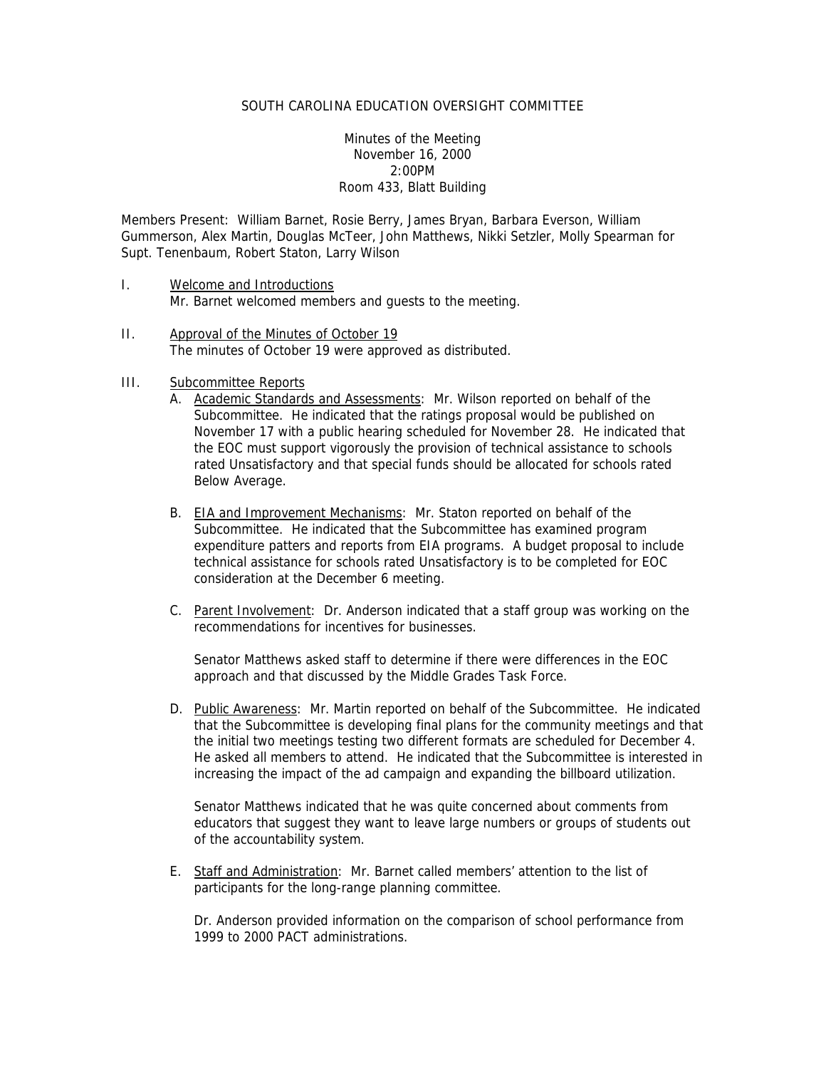SOUTH CAROLINA EDUCATION OVERSIGHT COMMITTEE

Minutes of the Meeting
November 16, 2000
2:00PM
Room 433, Blatt Building

Members Present: William Barnet, Rosie Berry, James Bryan, Barbara Everson, William Gummerson, Alex Martin, Douglas McTeer, John Matthews, Nikki Setzler, Molly Spearman for Supt. Tenenbaum, Robert Staton, Larry Wilson

I. <u>Welcome and Introductions</u>
   Mr. Barnet welcomed members and guests to the meeting.

II. <u>Approval of the Minutes of October 19</u>
   The minutes of October 19 were approved as distributed.

III. <u>Subcommittee Reports</u>

   A. <u>Academic Standards and Assessments</u>: Mr. Wilson reported on behalf of the Subcommittee. He indicated that the ratings proposal would be published on November 17 with a public hearing scheduled for November 28. He indicated that the EOC must support vigorously the provision of technical assistance to schools rated Unsatisfactory and that special funds should be allocated for schools rated Below Average.

   B. <u>EIA and Improvement Mechanisms</u>: Mr. Staton reported on behalf of the Subcommittee. He indicated that the Subcommittee has examined program expenditure patters and reports from EIA programs. A budget proposal to include technical assistance for schools rated Unsatisfactory is to be completed for EOC consideration at the December 6 meeting.

   C. <u>Parent Involvement</u>: Dr. Anderson indicated that a staff group was working on the recommendations for incentives for businesses.

      Senator Matthews asked staff to determine if there were differences in the EOC approach and that discussed by the Middle Grades Task Force.

   D. <u>Public Awareness</u>: Mr. Martin reported on behalf of the Subcommittee. He indicated that the Subcommittee is developing final plans for the community meetings and that the initial two meetings testing two different formats are scheduled for December 4. He asked all members to attend. He indicated that the Subcommittee is interested in increasing the impact of the ad campaign and expanding the billboard utilization.

      Senator Matthews indicated that he was quite concerned about comments from educators that suggest they want to leave large numbers or groups of students out of the accountability system.

   E. <u>Staff and Administration</u>: Mr. Barnet called members' attention to the list of participants for the long-range planning committee.

      Dr. Anderson provided information on the comparison of school performance from 1999 to 2000 PACT administrations.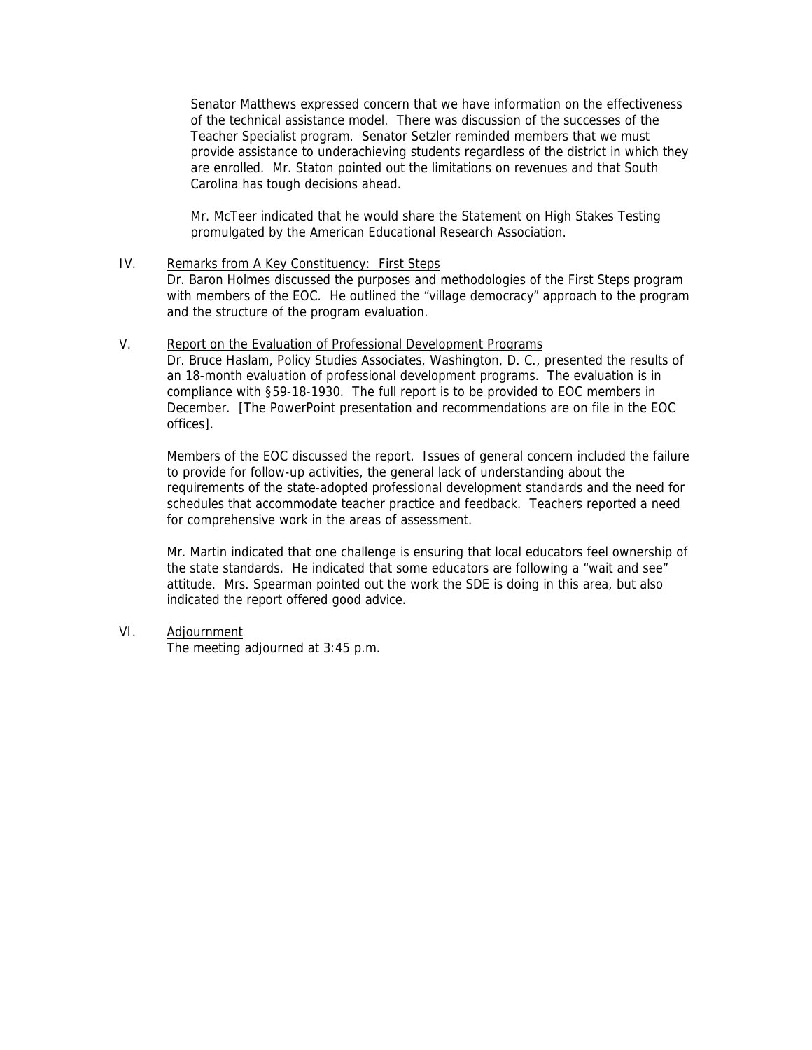Senator Matthews expressed concern that we have information on the effectiveness of the technical assistance model. There was discussion of the successes of the Teacher Specialist program. Senator Setzler reminded members that we must provide assistance to underachieving students regardless of the district in which they are enrolled. Mr. Staton pointed out the limitations on revenues and that South Carolina has tough decisions ahead.

Mr. McTeer indicated that he would share the Statement on High Stakes Testing promulgated by the American Educational Research Association.

IV. Remarks from A Key Constituency: First Steps

Dr. Baron Holmes discussed the purposes and methodologies of the First Steps program with members of the EOC. He outlined the "village democracy" approach to the program and the structure of the program evaluation.

V. Report on the Evaluation of Professional Development Programs

Dr. Bruce Haslam, Policy Studies Associates, Washington, D. C., presented the results of an 18-month evaluation of professional development programs. The evaluation is in compliance with §59-18-1930. The full report is to be provided to EOC members in December. [The PowerPoint presentation and recommendations are on file in the EOC offices].

Members of the EOC discussed the report. Issues of general concern included the failure to provide for follow-up activities, the general lack of understanding about the requirements of the state-adopted professional development standards and the need for schedules that accommodate teacher practice and feedback. Teachers reported a need for comprehensive work in the areas of assessment.

Mr. Martin indicated that one challenge is ensuring that local educators feel ownership of the state standards. He indicated that some educators are following a "wait and see" attitude. Mrs. Spearman pointed out the work the SDE is doing in this area, but also indicated the report offered good advice.

VI. Adjournment

The meeting adjourned at 3:45 p.m.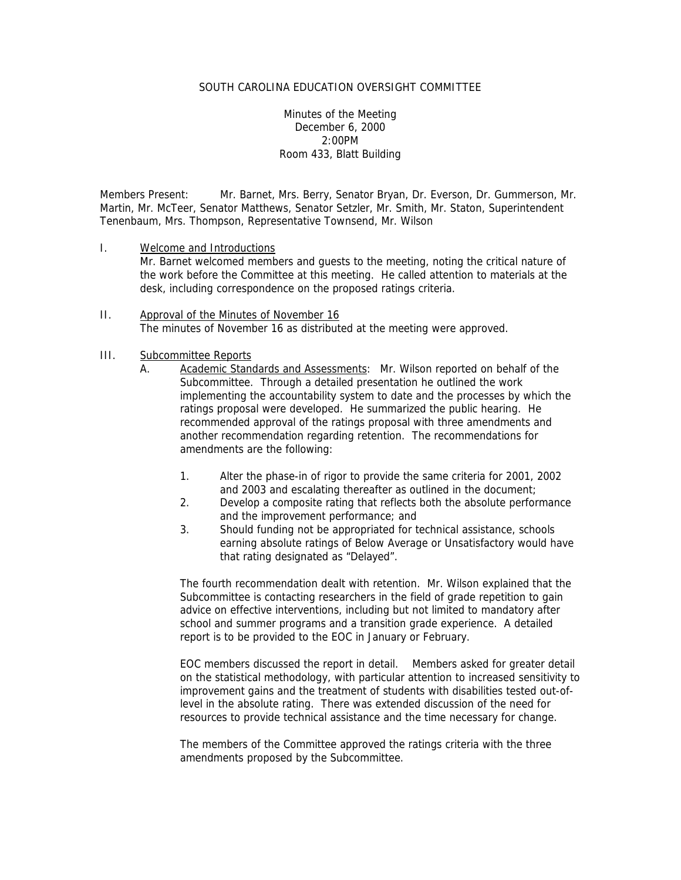SOUTH CAROLINA EDUCATION OVERSIGHT COMMITTEE

Minutes of the Meeting
December 6, 2000
2:00PM
Room 433, Blatt Building

Members Present: Mr. Barnet, Mrs. Berry, Senator Bryan, Dr. Everson, Dr. Gummerson, Mr. Martin, Mr. McTeer, Senator Matthews, Senator Setzler, Mr. Smith, Mr. Staton, Superintendent Tenenbaum, Mrs. Thompson, Representative Townsend, Mr. Wilson

I. Welcome and Introductions

Mr. Barnet welcomed members and guests to the meeting, noting the critical nature of the work before the Committee at this meeting. He called attention to materials at the desk, including correspondence on the proposed ratings criteria.

II. Approval of the Minutes of November 16

The minutes of November 16 as distributed at the meeting were approved.

III. Subcommittee Reports

A. Academic Standards and Assessments: Mr. Wilson reported on behalf of the Subcommittee. Through a detailed presentation he outlined the work implementing the accountability system to date and the processes by which the ratings proposal were developed. He summarized the public hearing. He recommended approval of the ratings proposal with three amendments and another recommendation regarding retention. The recommendations for amendments are the following:

1. Alter the phase-in of rigor to provide the same criteria for 2001, 2002 and 2003 and escalating thereafter as outlined in the document;
2. Develop a composite rating that reflects both the absolute performance and the improvement performance; and
3. Should funding not be appropriated for technical assistance, schools earning absolute ratings of Below Average or Unsatisfactory would have that rating designated as "Delayed".

The fourth recommendation dealt with retention. Mr. Wilson explained that the Subcommittee is contacting researchers in the field of grade repetition to gain advice on effective interventions, including but not limited to mandatory after school and summer programs and a transition grade experience. A detailed report is to be provided to the EOC in January or February.

EOC members discussed the report in detail. Members asked for greater detail on the statistical methodology, with particular attention to increased sensitivity to improvement gains and the treatment of students with disabilities tested out-of-level in the absolute rating. There was extended discussion of the need for resources to provide technical assistance and the time necessary for change.

The members of the Committee approved the ratings criteria with the three amendments proposed by the Subcommittee.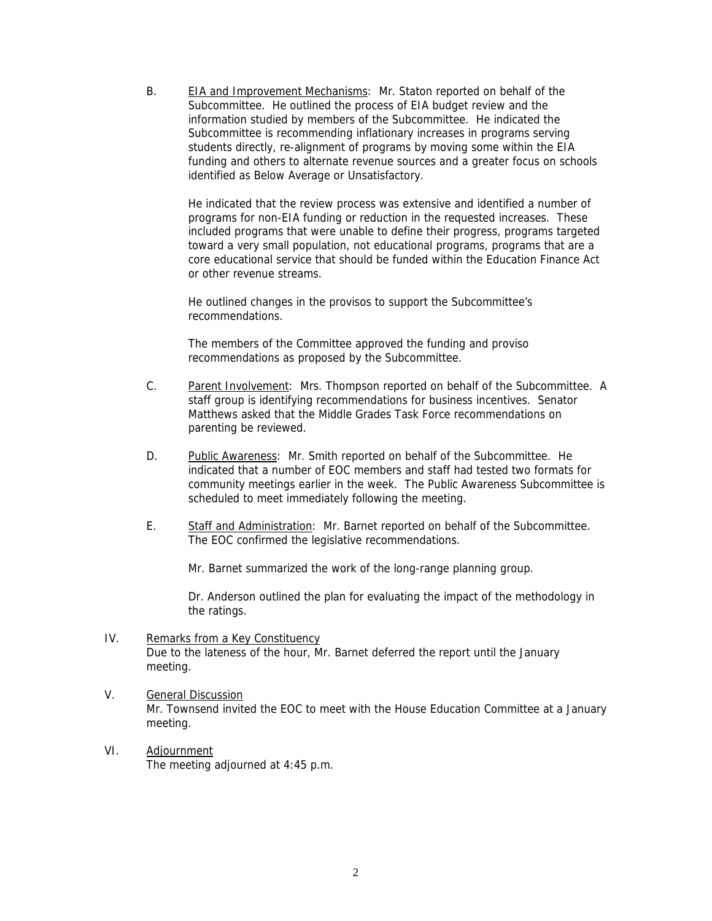B. <u>EIA and Improvement Mechanisms</u>: Mr. Staton reported on behalf of the Subcommittee. He outlined the process of EIA budget review and the information studied by members of the Subcommittee. He indicated the Subcommittee is recommending inflationary increases in programs serving students directly, re-alignment of programs by moving some within the EIA funding and others to alternate revenue sources and a greater focus on schools identified as Below Average or Unsatisfactory.

   He indicated that the review process was extensive and identified a number of programs for non-EIA funding or reduction in the requested increases. These included programs that were unable to define their progress, programs targeted toward a very small population, not educational programs, programs that are a core educational service that should be funded within the Education Finance Act or other revenue streams.

   He outlined changes in the provisos to support the Subcommittee's recommendations.

   The members of the Committee approved the funding and proviso recommendations as proposed by the Subcommittee.

C. <u>Parent Involvement</u>: Mrs. Thompson reported on behalf of the Subcommittee. A staff group is identifying recommendations for business incentives. Senator Matthews asked that the Middle Grades Task Force recommendations on parenting be reviewed.

D. <u>Public Awareness</u>: Mr. Smith reported on behalf of the Subcommittee. He indicated that a number of EOC members and staff had tested two formats for community meetings earlier in the week. The Public Awareness Subcommittee is scheduled to meet immediately following the meeting.

E. <u>Staff and Administration</u>: Mr. Barnet reported on behalf of the Subcommittee. The EOC confirmed the legislative recommendations.

   Mr. Barnet summarized the work of the long-range planning group.

   Dr. Anderson outlined the plan for evaluating the impact of the methodology in the ratings.

IV. <u>Remarks from a Key Constituency</u>
Due to the lateness of the hour, Mr. Barnet deferred the report until the January meeting.

V. <u>General Discussion</u>
Mr. Townsend invited the EOC to meet with the House Education Committee at a January meeting.

VI. <u>Adjournment</u>
The meeting adjourned at 4:45 p.m.